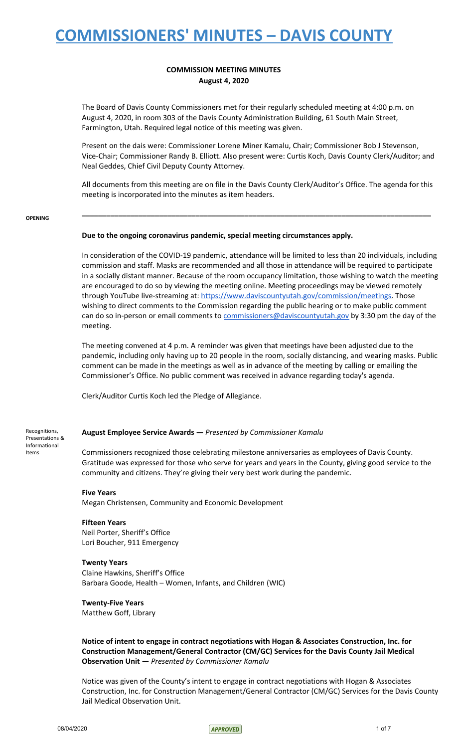# COMMISSIONERS' MINUTES – DAVIS COUNTY

## COMMISSION MEETING MINUTES
**August 4, 2020**

The Board of Davis County Commissioners met for their regularly scheduled meeting at 4:00 p.m. on August 4, 2020, in room 303 of the Davis County Administration Building, 61 South Main Street, Farmington, Utah. Required legal notice of this meeting was given.

Present on the dais were: Commissioner Lorene Miner Kamalu, Chair; Commissioner Bob J Stevenson, Vice-Chair; Commissioner Randy B. Elliott. Also present were: Curtis Koch, Davis County Clerk/Auditor; and Neal Geddes, Chief Civil Deputy County Attorney.

All documents from this meeting are on file in the Davis County Clerk/Auditor's Office. The agenda for this meeting is incorporated into the minutes as item headers.

---

OPENING

**Due to the ongoing coronavirus pandemic, special meeting circumstances apply.**

In consideration of the COVID-19 pandemic, attendance will be limited to less than 20 individuals, including commission and staff. Masks are recommended and all those in attendance will be required to participate in a socially distant manner. Because of the room occupancy limitation, those wishing to watch the meeting are encouraged to do so by viewing the meeting online. Meeting proceedings may be viewed remotely through YouTube live-streaming at: https://www.daviscountyutah.gov/commission/meetings. Those wishing to direct comments to the Commission regarding the public hearing or to make public comment can do so in-person or email comments to commissioners@daviscountyutah.gov by 3:30 pm the day of the meeting.

The meeting convened at 4 p.m. A reminder was given that meetings have been adjusted due to the pandemic, including only having up to 20 people in the room, socially distancing, and wearing masks. Public comment can be made in the meetings as well as in advance of the meeting by calling or emailing the Commissioner's Office. No public comment was received in advance regarding today's agenda.

Clerk/Auditor Curtis Koch led the Pledge of Allegiance.

Recognitions, Presentations & Informational Items

**August Employee Service Awards —** *Presented by Commissioner Kamalu*

Commissioners recognized those celebrating milestone anniversaries as employees of Davis County. Gratitude was expressed for those who serve for years and years in the County, giving good service to the community and citizens. They're giving their very best work during the pandemic.

**Five Years**
Megan Christensen, Community and Economic Development

**Fifteen Years**
Neil Porter, Sheriff's Office
Lori Boucher, 911 Emergency

**Twenty Years**
Claine Hawkins, Sheriff's Office
Barbara Goode, Health – Women, Infants, and Children (WIC)

**Twenty-Five Years**
Matthew Goff, Library

**Notice of intent to engage in contract negotiations with Hogan & Associates Construction, Inc. for Construction Management/General Contractor (CM/GC) Services for the Davis County Jail Medical Observation Unit —** *Presented by Commissioner Kamalu*

Notice was given of the County's intent to engage in contract negotiations with Hogan & Associates Construction, Inc. for Construction Management/General Contractor (CM/GC) Services for the Davis County Jail Medical Observation Unit.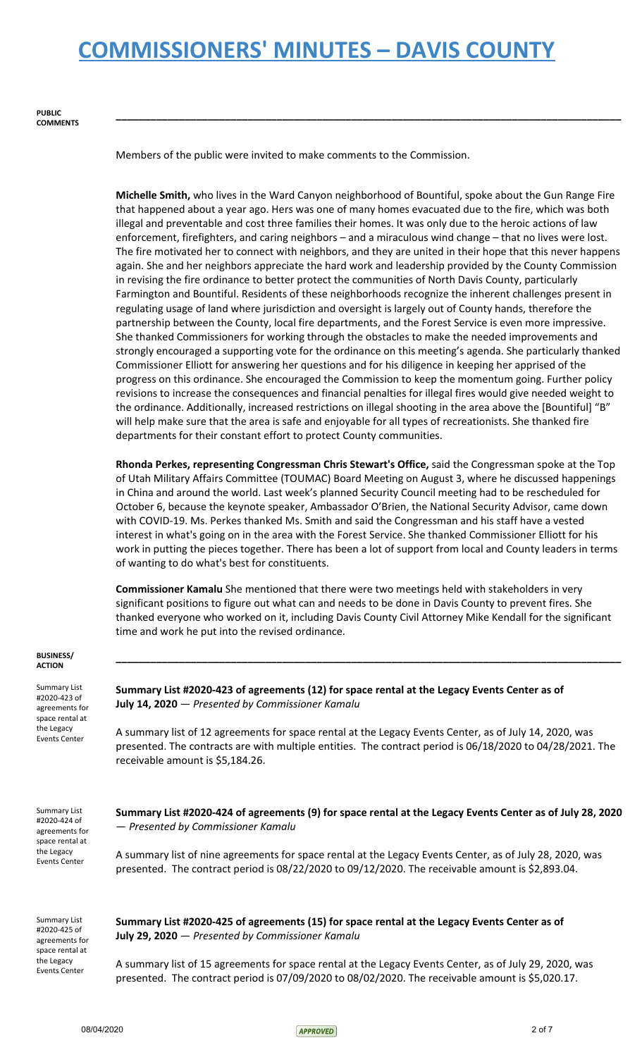# COMMISSIONERS' MINUTES – DAVIS COUNTY

**PUBLIC COMMENTS**

Members of the public were invited to make comments to the Commission.

**Michelle Smith,** who lives in the Ward Canyon neighborhood of Bountiful, spoke about the Gun Range Fire that happened about a year ago. Hers was one of many homes evacuated due to the fire, which was both illegal and preventable and cost three families their homes. It was only due to the heroic actions of law enforcement, firefighters, and caring neighbors – and a miraculous wind change – that no lives were lost. The fire motivated her to connect with neighbors, and they are united in their hope that this never happens again. She and her neighbors appreciate the hard work and leadership provided by the County Commission in revising the fire ordinance to better protect the communities of North Davis County, particularly Farmington and Bountiful. Residents of these neighborhoods recognize the inherent challenges present in regulating usage of land where jurisdiction and oversight is largely out of County hands, therefore the partnership between the County, local fire departments, and the Forest Service is even more impressive. She thanked Commissioners for working through the obstacles to make the needed improvements and strongly encouraged a supporting vote for the ordinance on this meeting's agenda. She particularly thanked Commissioner Elliott for answering her questions and for his diligence in keeping her apprised of the progress on this ordinance. She encouraged the Commission to keep the momentum going. Further policy revisions to increase the consequences and financial penalties for illegal fires would give needed weight to the ordinance. Additionally, increased restrictions on illegal shooting in the area above the [Bountiful] "B" will help make sure that the area is safe and enjoyable for all types of recreationists. She thanked fire departments for their constant effort to protect County communities.

**Rhonda Perkes, representing Congressman Chris Stewart's Office,** said the Congressman spoke at the Top of Utah Military Affairs Committee (TOUMAC) Board Meeting on August 3, where he discussed happenings in China and around the world. Last week's planned Security Council meeting had to be rescheduled for October 6, because the keynote speaker, Ambassador O'Brien, the National Security Advisor, came down with COVID-19. Ms. Perkes thanked Ms. Smith and said the Congressman and his staff have a vested interest in what's going on in the area with the Forest Service. She thanked Commissioner Elliott for his work in putting the pieces together. There has been a lot of support from local and County leaders in terms of wanting to do what's best for constituents.

**Commissioner Kamalu** She mentioned that there were two meetings held with stakeholders in very significant positions to figure out what can and needs to be done in Davis County to prevent fires. She thanked everyone who worked on it, including Davis County Civil Attorney Mike Kendall for the significant time and work he put into the revised ordinance.

**BUSINESS/ ACTION**

Summary List #2020-423 of agreements for space rental at the Legacy Events Center

**Summary List #2020-423 of agreements (12) for space rental at the Legacy Events Center as of July 14, 2020** — *Presented by Commissioner Kamalu*

A summary list of 12 agreements for space rental at the Legacy Events Center, as of July 14, 2020, was presented. The contracts are with multiple entities. The contract period is 06/18/2020 to 04/28/2021. The receivable amount is $5,184.26.

Summary List #2020-424 of agreements for space rental at the Legacy Events Center

**Summary List #2020-424 of agreements (9) for space rental at the Legacy Events Center as of July 28, 2020** — *Presented by Commissioner Kamalu*

A summary list of nine agreements for space rental at the Legacy Events Center, as of July 28, 2020, was presented. The contract period is 08/22/2020 to 09/12/2020. The receivable amount is $2,893.04.

Summary List #2020-425 of agreements for space rental at the Legacy Events Center

**Summary List #2020-425 of agreements (15) for space rental at the Legacy Events Center as of July 29, 2020** — *Presented by Commissioner Kamalu*

A summary list of 15 agreements for space rental at the Legacy Events Center, as of July 29, 2020, was presented. The contract period is 07/09/2020 to 08/02/2020. The receivable amount is $5,020.17.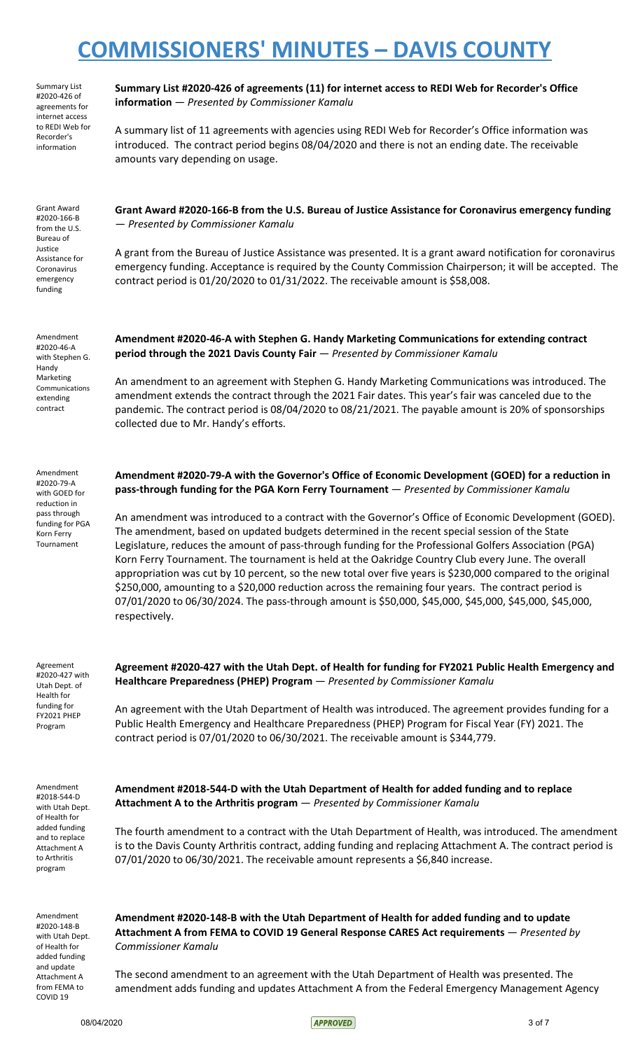# COMMISSIONERS' MINUTES – DAVIS COUNTY

Summary List #2020-426 of agreements for internet access to REDI Web for Recorder's information

**Summary List #2020-426 of agreements (11) for internet access to REDI Web for Recorder's Office information** — *Presented by Commissioner Kamalu*

A summary list of 11 agreements with agencies using REDI Web for Recorder's Office information was introduced. The contract period begins 08/04/2020 and there is not an ending date. The receivable amounts vary depending on usage.

Grant Award #2020-166-B from the U.S. Bureau of Justice Assistance for Coronavirus emergency funding

**Grant Award #2020-166-B from the U.S. Bureau of Justice Assistance for Coronavirus emergency funding** — *Presented by Commissioner Kamalu*

A grant from the Bureau of Justice Assistance was presented. It is a grant award notification for coronavirus emergency funding. Acceptance is required by the County Commission Chairperson; it will be accepted. The contract period is 01/20/2020 to 01/31/2022. The receivable amount is $58,008.

Amendment #2020-46-A with Stephen G. Handy Marketing Communications extending contract

**Amendment #2020-46-A with Stephen G. Handy Marketing Communications for extending contract period through the 2021 Davis County Fair** — *Presented by Commissioner Kamalu*

An amendment to an agreement with Stephen G. Handy Marketing Communications was introduced. The amendment extends the contract through the 2021 Fair dates. This year's fair was canceled due to the pandemic. The contract period is 08/04/2020 to 08/21/2021. The payable amount is 20% of sponsorships collected due to Mr. Handy's efforts.

Amendment #2020-79-A with GOED for reduction in pass through funding for PGA Korn Ferry Tournament

**Amendment #2020-79-A with the Governor's Office of Economic Development (GOED) for a reduction in pass-through funding for the PGA Korn Ferry Tournament** — *Presented by Commissioner Kamalu*

An amendment was introduced to a contract with the Governor's Office of Economic Development (GOED). The amendment, based on updated budgets determined in the recent special session of the State Legislature, reduces the amount of pass-through funding for the Professional Golfers Association (PGA) Korn Ferry Tournament. The tournament is held at the Oakridge Country Club every June. The overall appropriation was cut by 10 percent, so the new total over five years is $230,000 compared to the original $250,000, amounting to a $20,000 reduction across the remaining four years. The contract period is 07/01/2020 to 06/30/2024. The pass-through amount is $50,000, $45,000, $45,000, $45,000, $45,000, respectively.

Agreement #2020-427 with Utah Dept. of Health for funding for FY2021 PHEP Program

**Agreement #2020-427 with the Utah Dept. of Health for funding for FY2021 Public Health Emergency and Healthcare Preparedness (PHEP) Program** — *Presented by Commissioner Kamalu*

An agreement with the Utah Department of Health was introduced. The agreement provides funding for a Public Health Emergency and Healthcare Preparedness (PHEP) Program for Fiscal Year (FY) 2021. The contract period is 07/01/2020 to 06/30/2021. The receivable amount is $344,779.

Amendment #2018-544-D with Utah Dept. of Health for added funding and to replace Attachment A to Arthritis program

**Amendment #2018-544-D with the Utah Department of Health for added funding and to replace Attachment A to the Arthritis program** — *Presented by Commissioner Kamalu*

The fourth amendment to a contract with the Utah Department of Health, was introduced. The amendment is to the Davis County Arthritis contract, adding funding and replacing Attachment A. The contract period is 07/01/2020 to 06/30/2021. The receivable amount represents a $6,840 increase.

Amendment #2020-148-B with Utah Dept. of Health for added funding and update Attachment A from FEMA to COVID 19

**Amendment #2020-148-B with the Utah Department of Health for added funding and to update Attachment A from FEMA to COVID 19 General Response CARES Act requirements** — *Presented by Commissioner Kamalu*

The second amendment to an agreement with the Utah Department of Health was presented. The amendment adds funding and updates Attachment A from the Federal Emergency Management Agency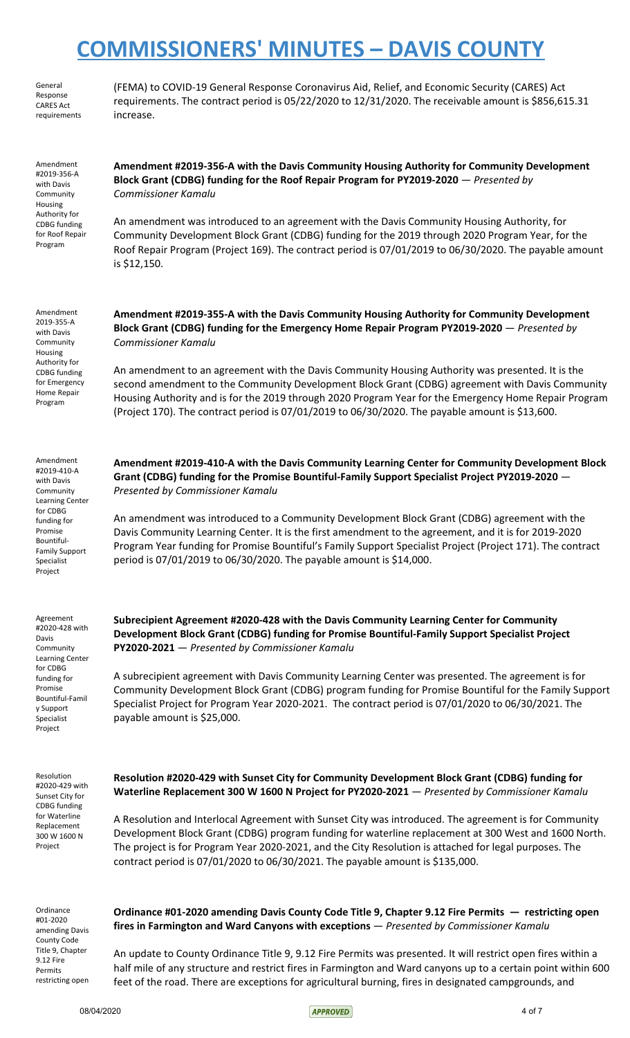# COMMISSIONERS' MINUTES – DAVIS COUNTY

General Response CARES Act requirements

(FEMA) to COVID-19 General Response Coronavirus Aid, Relief, and Economic Security (CARES) Act requirements. The contract period is 05/22/2020 to 12/31/2020. The receivable amount is $856,615.31 increase.

Amendment #2019-356-A with Davis Community Housing Authority for CDBG funding for Roof Repair Program

**Amendment #2019-356-A with the Davis Community Housing Authority for Community Development Block Grant (CDBG) funding for the Roof Repair Program for PY2019-2020** — *Presented by Commissioner Kamalu*

An amendment was introduced to an agreement with the Davis Community Housing Authority, for Community Development Block Grant (CDBG) funding for the 2019 through 2020 Program Year, for the Roof Repair Program (Project 169). The contract period is 07/01/2019 to 06/30/2020. The payable amount is $12,150.

Amendment 2019-355-A with Davis Community Housing Authority for CDBG funding for Emergency Home Repair Program

**Amendment #2019-355-A with the Davis Community Housing Authority for Community Development Block Grant (CDBG) funding for the Emergency Home Repair Program PY2019-2020** — *Presented by Commissioner Kamalu*

An amendment to an agreement with the Davis Community Housing Authority was presented. It is the second amendment to the Community Development Block Grant (CDBG) agreement with Davis Community Housing Authority and is for the 2019 through 2020 Program Year for the Emergency Home Repair Program (Project 170). The contract period is 07/01/2019 to 06/30/2020. The payable amount is $13,600.

Amendment #2019-410-A with Davis Community Learning Center for CDBG funding for Promise Bountiful-Family Support Specialist Project

**Amendment #2019-410-A with the Davis Community Learning Center for Community Development Block Grant (CDBG) funding for the Promise Bountiful-Family Support Specialist Project PY2019-2020** — *Presented by Commissioner Kamalu*

An amendment was introduced to a Community Development Block Grant (CDBG) agreement with the Davis Community Learning Center. It is the first amendment to the agreement, and it is for 2019-2020 Program Year funding for Promise Bountiful's Family Support Specialist Project (Project 171). The contract period is 07/01/2019 to 06/30/2020. The payable amount is $14,000.

Agreement #2020-428 with Davis Community Learning Center for CDBG funding for Promise Bountiful-Family Support Specialist Project

**Subrecipient Agreement #2020-428 with the Davis Community Learning Center for Community Development Block Grant (CDBG) funding for Promise Bountiful-Family Support Specialist Project PY2020-2021** — *Presented by Commissioner Kamalu*

A subrecipient agreement with Davis Community Learning Center was presented. The agreement is for Community Development Block Grant (CDBG) program funding for Promise Bountiful for the Family Support Specialist Project for Program Year 2020-2021. The contract period is 07/01/2020 to 06/30/2021. The payable amount is $25,000.

Resolution #2020-429 with Sunset City for CDBG funding for Waterline Replacement 300 W 1600 N Project

**Resolution #2020-429 with Sunset City for Community Development Block Grant (CDBG) funding for Waterline Replacement 300 W 1600 N Project for PY2020-2021** — *Presented by Commissioner Kamalu*

A Resolution and Interlocal Agreement with Sunset City was introduced. The agreement is for Community Development Block Grant (CDBG) program funding for waterline replacement at 300 West and 1600 North. The project is for Program Year 2020-2021, and the City Resolution is attached for legal purposes. The contract period is 07/01/2020 to 06/30/2021. The payable amount is $135,000.

Ordinance #01-2020 amending Davis County Code Title 9, Chapter 9.12 Fire Permits restricting open

**Ordinance #01-2020 amending Davis County Code Title 9, Chapter 9.12 Fire Permits — restricting open fires in Farmington and Ward Canyons with exceptions** — *Presented by Commissioner Kamalu*

An update to County Ordinance Title 9, 9.12 Fire Permits was presented. It will restrict open fires within a half mile of any structure and restrict fires in Farmington and Ward canyons up to a certain point within 600 feet of the road. There are exceptions for agricultural burning, fires in designated campgrounds, and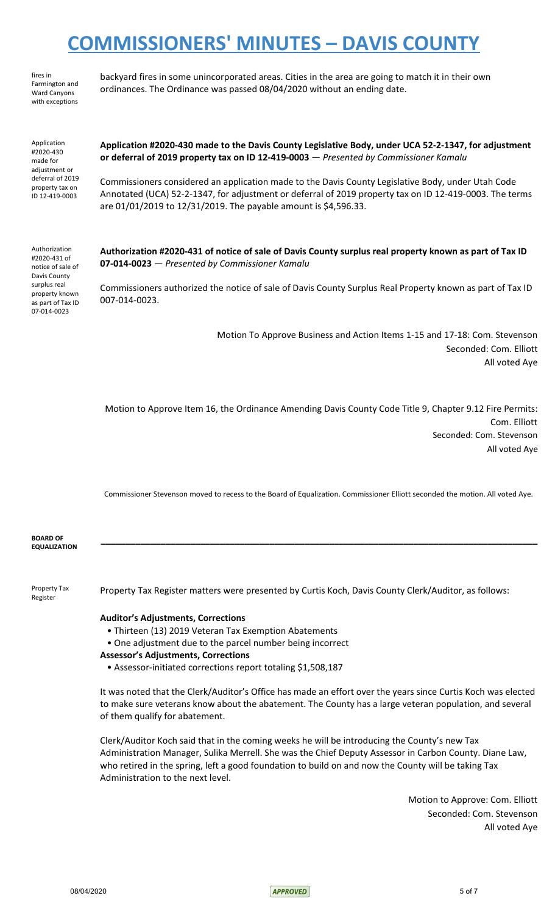fires in Farmington and Ward Canyons with exceptions

backyard fires in some unincorporated areas. Cities in the area are going to match it in their own ordinances. The Ordinance was passed 08/04/2020 without an ending date.

Application #2020-430 made for adjustment or deferral of 2019 property tax on ID 12-419-0003

**Application #2020-430 made to the Davis County Legislative Body, under UCA 52-2-1347, for adjustment or deferral of 2019 property tax on ID 12-419-0003** — *Presented by Commissioner Kamalu*

Commissioners considered an application made to the Davis County Legislative Body, under Utah Code Annotated (UCA) 52-2-1347, for adjustment or deferral of 2019 property tax on ID 12-419-0003. The terms are 01/01/2019 to 12/31/2019. The payable amount is $4,596.33.

Authorization #2020-431 of notice of sale of Davis County surplus real property known as part of Tax ID 07-014-0023

**Authorization #2020-431 of notice of sale of Davis County surplus real property known as part of Tax ID 07-014-0023** — *Presented by Commissioner Kamalu*

Commissioners authorized the notice of sale of Davis County Surplus Real Property known as part of Tax ID 007-014-0023.

Motion To Approve Business and Action Items 1-15 and 17-18: Com. Stevenson
Seconded: Com. Elliott
All voted Aye

Motion to Approve Item 16, the Ordinance Amending Davis County Code Title 9, Chapter 9.12 Fire Permits: Com. Elliott
Seconded: Com. Stevenson
All voted Aye

Commissioner Stevenson moved to recess to the Board of Equalization. Commissioner Elliott seconded the motion. All voted Aye.

**BOARD OF EQUALIZATION**

---

Property Tax Register

Property Tax Register matters were presented by Curtis Koch, Davis County Clerk/Auditor, as follows:

**Auditor's Adjustments, Corrections**

- Thirteen (13) 2019 Veteran Tax Exemption Abatements
- One adjustment due to the parcel number being incorrect

**Assessor's Adjustments, Corrections**

- Assessor-initiated corrections report totaling $1,508,187

It was noted that the Clerk/Auditor's Office has made an effort over the years since Curtis Koch was elected to make sure veterans know about the abatement. The County has a large veteran population, and several of them qualify for abatement.

Clerk/Auditor Koch said that in the coming weeks he will be introducing the County's new Tax Administration Manager, Sulika Merrell. She was the Chief Deputy Assessor in Carbon County. Diane Law, who retired in the spring, left a good foundation to build on and now the County will be taking Tax Administration to the next level.

Motion to Approve: Com. Elliott
Seconded: Com. Stevenson
All voted Aye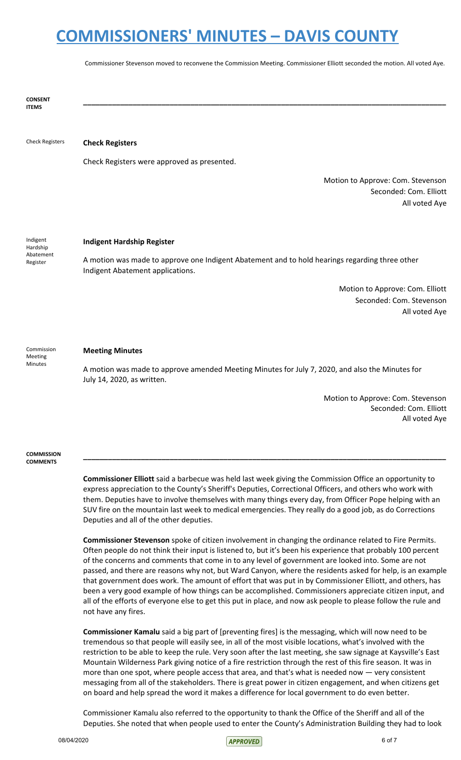Commissioner Stevenson moved to reconvene the Commission Meeting. Commissioner Elliott seconded the motion. All voted Aye.

## CONSENT ITEMS

### Check Registers

**Check Registers**

Check Registers were approved as presented.

Motion to Approve: Com. Stevenson
Seconded: Com. Elliott
All voted Aye

### Indigent Hardship Abatement Register

**Indigent Hardship Register**

A motion was made to approve one Indigent Abatement and to hold hearings regarding three other Indigent Abatement applications.

Motion to Approve: Com. Elliott
Seconded: Com. Stevenson
All voted Aye

### Commission Meeting Minutes

**Meeting Minutes**

A motion was made to approve amended Meeting Minutes for July 7, 2020, and also the Minutes for July 14, 2020, as written.

Motion to Approve: Com. Stevenson
Seconded: Com. Elliott
All voted Aye

## COMMISSION COMMENTS

**Commissioner Elliott** said a barbecue was held last week giving the Commission Office an opportunity to express appreciation to the County's Sheriff's Deputies, Correctional Officers, and others who work with them. Deputies have to involve themselves with many things every day, from Officer Pope helping with an SUV fire on the mountain last week to medical emergencies. They really do a good job, as do Corrections Deputies and all of the other deputies.

**Commissioner Stevenson** spoke of citizen involvement in changing the ordinance related to Fire Permits. Often people do not think their input is listened to, but it's been his experience that probably 100 percent of the concerns and comments that come in to any level of government are looked into. Some are not passed, and there are reasons why not, but Ward Canyon, where the residents asked for help, is an example that government does work. The amount of effort that was put in by Commissioner Elliott, and others, has been a very good example of how things can be accomplished. Commissioners appreciate citizen input, and all of the efforts of everyone else to get this put in place, and now ask people to please follow the rule and not have any fires.

**Commissioner Kamalu** said a big part of [preventing fires] is the messaging, which will now need to be tremendous so that people will easily see, in all of the most visible locations, what's involved with the restriction to be able to keep the rule. Very soon after the last meeting, she saw signage at Kaysville's East Mountain Wilderness Park giving notice of a fire restriction through the rest of this fire season. It was in more than one spot, where people access that area, and that's what is needed now — very consistent messaging from all of the stakeholders. There is great power in citizen engagement, and when citizens get on board and help spread the word it makes a difference for local government to do even better.

Commissioner Kamalu also referred to the opportunity to thank the Office of the Sheriff and all of the Deputies. She noted that when people used to enter the County's Administration Building they had to look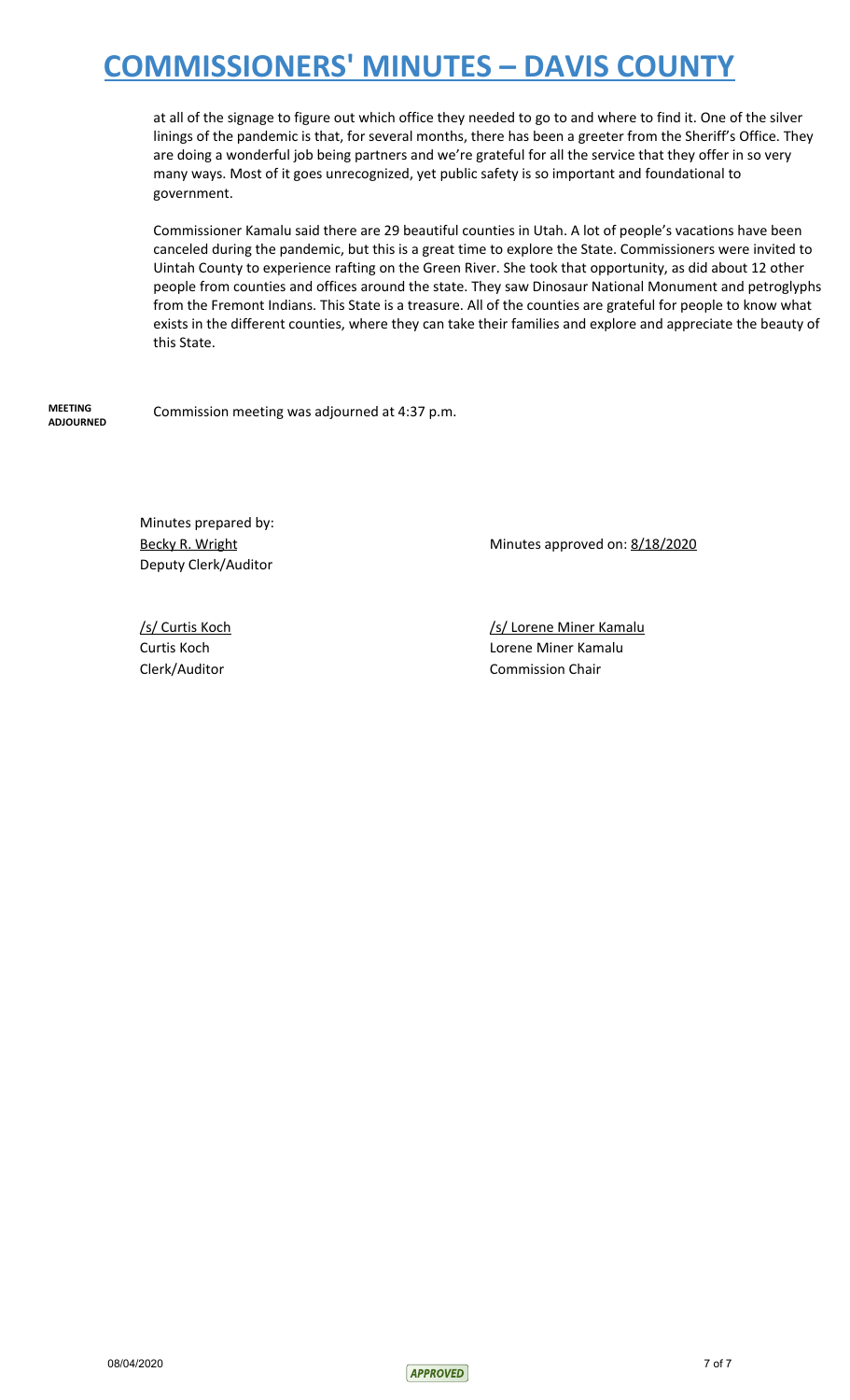at all of the signage to figure out which office they needed to go to and where to find it. One of the silver linings of the pandemic is that, for several months, there has been a greeter from the Sheriff's Office. They are doing a wonderful job being partners and we're grateful for all the service that they offer in so very many ways. Most of it goes unrecognized, yet public safety is so important and foundational to government.

Commissioner Kamalu said there are 29 beautiful counties in Utah. A lot of people's vacations have been canceled during the pandemic, but this is a great time to explore the State. Commissioners were invited to Uintah County to experience rafting on the Green River. She took that opportunity, as did about 12 other people from counties and offices around the state. They saw Dinosaur National Monument and petroglyphs from the Fremont Indians. This State is a treasure. All of the counties are grateful for people to know what exists in the different counties, where they can take their families and explore and appreciate the beauty of this State.

**MEETING ADJOURNED**

Commission meeting was adjourned at 4:37 p.m.

Minutes prepared by:
Becky R. Wright
Deputy Clerk/Auditor

Minutes approved on: 8/18/2020

/s/ Curtis Koch
Curtis Koch
Clerk/Auditor

/s/ Lorene Miner Kamalu
Lorene Miner Kamalu
Commission Chair